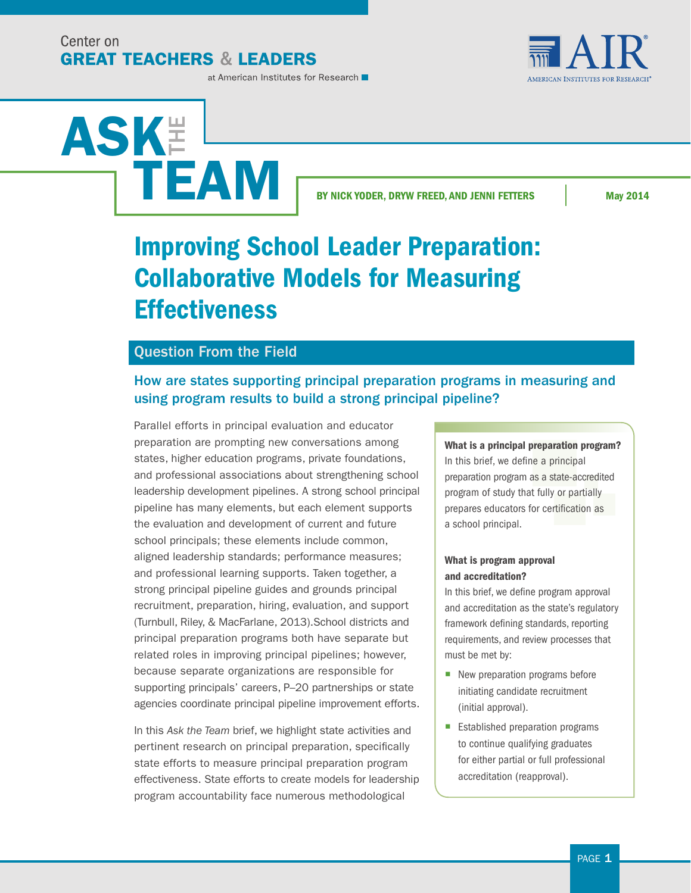Center on
**GREAT TEACHERS & LEADERS**
at American Institutes for Research

AIR
American Institutes for Research®

# ASK THE TEAM

**BY NICK YODER, DRYW FREED, AND JENNI FETTERS** | **May 2014**

# Improving School Leader Preparation: Collaborative Models for Measuring Effectiveness

## Question From the Field

### How are states supporting principal preparation programs in measuring and using program results to build a strong principal pipeline?

Parallel efforts in principal evaluation and educator preparation are prompting new conversations among states, higher education programs, private foundations, and professional associations about strengthening school leadership development pipelines. A strong school principal pipeline has many elements, but each element supports the evaluation and development of current and future school principals; these elements include common, aligned leadership standards; performance measures; and professional learning supports. Taken together, a strong principal pipeline guides and grounds principal recruitment, preparation, hiring, evaluation, and support (Turnbull, Riley, & MacFarlane, 2013).School districts and principal preparation programs both have separate but related roles in improving principal pipelines; however, because separate organizations are responsible for supporting principals' careers, P–20 partnerships or state agencies coordinate principal pipeline improvement efforts.

In this *Ask the Team* brief, we highlight state activities and pertinent research on principal preparation, specifically state efforts to measure principal preparation program effectiveness. State efforts to create models for leadership program accountability face numerous methodological

> **What is a principal preparation program?**
> In this brief, we define a principal preparation program as a state-accredited program of study that fully or partially prepares educators for certification as a school principal.
>
> **What is program approval and accreditation?**
> In this brief, we define program approval and accreditation as the state's regulatory framework defining standards, reporting requirements, and review processes that must be met by:
>
> - New preparation programs before initiating candidate recruitment (initial approval).
> - Established preparation programs to continue qualifying graduates for either partial or full professional accreditation (reapproval).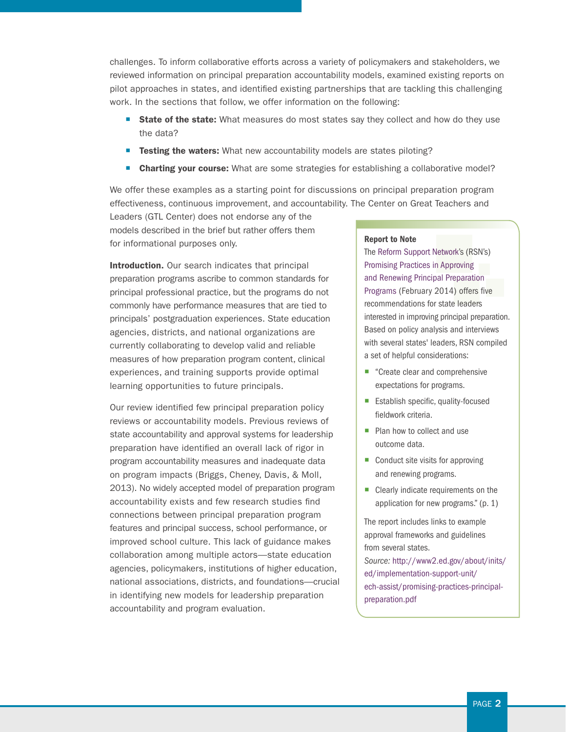challenges. To inform collaborative efforts across a variety of policymakers and stakeholders, we reviewed information on principal preparation accountability models, examined existing reports on pilot approaches in states, and identified existing partnerships that are tackling this challenging work. In the sections that follow, we offer information on the following:

- **State of the state:** What measures do most states say they collect and how do they use the data?
- **Testing the waters:** What new accountability models are states piloting?
- **Charting your course:** What are some strategies for establishing a collaborative model?

We offer these examples as a starting point for discussions on principal preparation program effectiveness, continuous improvement, and accountability. The Center on Great Teachers and Leaders (GTL Center) does not endorse any of the models described in the brief but rather offers them for informational purposes only.

**Introduction.** Our search indicates that principal preparation programs ascribe to common standards for principal professional practice, but the programs do not commonly have performance measures that are tied to principals' postgraduation experiences. State education agencies, districts, and national organizations are currently collaborating to develop valid and reliable measures of how preparation program content, clinical experiences, and training supports provide optimal learning opportunities to future principals.

Our review identified few principal preparation policy reviews or accountability models. Previous reviews of state accountability and approval systems for leadership preparation have identified an overall lack of rigor in program accountability measures and inadequate data on program impacts (Briggs, Cheney, Davis, & Moll, 2013). No widely accepted model of preparation program accountability exists and few research studies find connections between principal preparation program features and principal success, school performance, or improved school culture. This lack of guidance makes collaboration among multiple actors—state education agencies, policymakers, institutions of higher education, national associations, districts, and foundations—crucial in identifying new models for leadership preparation accountability and program evaluation.

**Report to Note**

The Reform Support Network's (RSN's) Promising Practices in Approving and Renewing Principal Preparation Programs (February 2014) offers five recommendations for state leaders interested in improving principal preparation. Based on policy analysis and interviews with several states' leaders, RSN compiled a set of helpful considerations:

- "Create clear and comprehensive expectations for programs.
- Establish specific, quality-focused fieldwork criteria.
- Plan how to collect and use outcome data.
- Conduct site visits for approving and renewing programs.
- Clearly indicate requirements on the application for new programs." (p. 1)

The report includes links to example approval frameworks and guidelines from several states.

*Source:* http://www2.ed.gov/about/inits/ed/implementation-support-unit/ech-assist/promising-practices-principal-preparation.pdf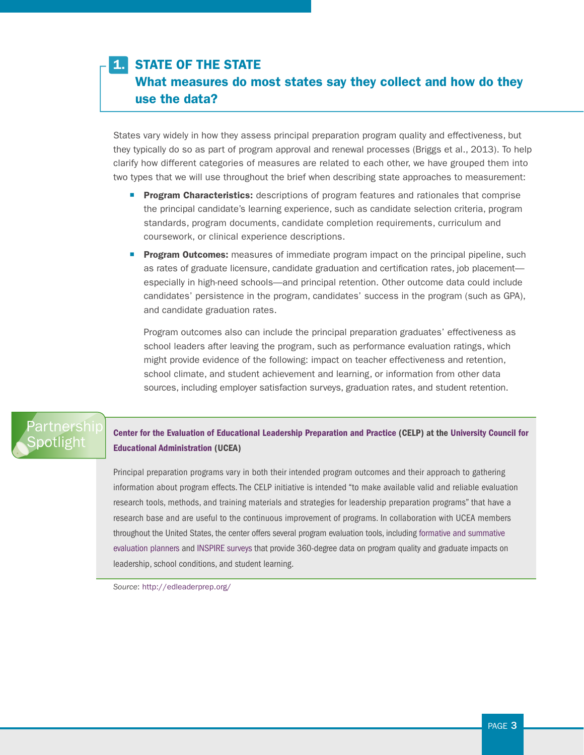## 1. STATE OF THE STATE

### What measures do most states say they collect and how do they use the data?

States vary widely in how they assess principal preparation program quality and effectiveness, but they typically do so as part of program approval and renewal processes (Briggs et al., 2013). To help clarify how different categories of measures are related to each other, we have grouped them into two types that we will use throughout the brief when describing state approaches to measurement:

- **Program Characteristics:** descriptions of program features and rationales that comprise the principal candidate's learning experience, such as candidate selection criteria, program standards, program documents, candidate completion requirements, curriculum and coursework, or clinical experience descriptions.
- **Program Outcomes:** measures of immediate program impact on the principal pipeline, such as rates of graduate licensure, candidate graduation and certification rates, job placement—especially in high-need schools—and principal retention. Other outcome data could include candidates' persistence in the program, candidates' success in the program (such as GPA), and candidate graduation rates.

  Program outcomes also can include the principal preparation graduates' effectiveness as school leaders after leaving the program, such as performance evaluation ratings, which might provide evidence of the following: impact on teacher effectiveness and retention, school climate, and student achievement and learning, or information from other data sources, including employer satisfaction surveys, graduation rates, and student retention.

> **Partnership Spotlight**
>
> **Center for the Evaluation of Educational Leadership Preparation and Practice (CELP) at the University Council for Educational Administration (UCEA)**
>
> Principal preparation programs vary in both their intended program outcomes and their approach to gathering information about program effects. The CELP initiative is intended "to make available valid and reliable evaluation research tools, methods, and training materials and strategies for leadership preparation programs" that have a research base and are useful to the continuous improvement of programs. In collaboration with UCEA members throughout the United States, the center offers several program evaluation tools, including formative and summative evaluation planners and INSPIRE surveys that provide 360-degree data on program quality and graduate impacts on leadership, school conditions, and student learning.

*Source*: http://edleaderprep.org/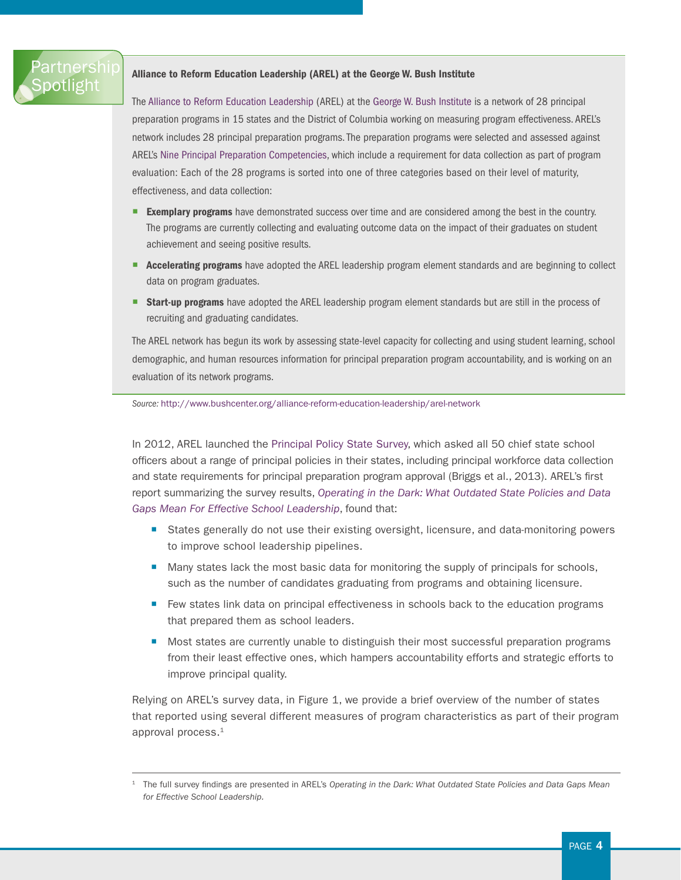Partnership Spotlight

**Alliance to Reform Education Leadership (AREL) at the George W. Bush Institute**

The Alliance to Reform Education Leadership (AREL) at the George W. Bush Institute is a network of 28 principal preparation programs in 15 states and the District of Columbia working on measuring program effectiveness. AREL's network includes 28 principal preparation programs. The preparation programs were selected and assessed against AREL's Nine Principal Preparation Competencies, which include a requirement for data collection as part of program evaluation: Each of the 28 programs is sorted into one of three categories based on their level of maturity, effectiveness, and data collection:

- **Exemplary programs** have demonstrated success over time and are considered among the best in the country. The programs are currently collecting and evaluating outcome data on the impact of their graduates on student achievement and seeing positive results.
- **Accelerating programs** have adopted the AREL leadership program element standards and are beginning to collect data on program graduates.
- **Start-up programs** have adopted the AREL leadership program element standards but are still in the process of recruiting and graduating candidates.

The AREL network has begun its work by assessing state-level capacity for collecting and using student learning, school demographic, and human resources information for principal preparation program accountability, and is working on an evaluation of its network programs.

*Source:* http://www.bushcenter.org/alliance-reform-education-leadership/arel-network

In 2012, AREL launched the Principal Policy State Survey, which asked all 50 chief state school officers about a range of principal policies in their states, including principal workforce data collection and state requirements for principal preparation program approval (Briggs et al., 2013). AREL's first report summarizing the survey results, *Operating in the Dark: What Outdated State Policies and Data Gaps Mean For Effective School Leadership*, found that:

- States generally do not use their existing oversight, licensure, and data-monitoring powers to improve school leadership pipelines.
- Many states lack the most basic data for monitoring the supply of principals for schools, such as the number of candidates graduating from programs and obtaining licensure.
- Few states link data on principal effectiveness in schools back to the education programs that prepared them as school leaders.
- Most states are currently unable to distinguish their most successful preparation programs from their least effective ones, which hampers accountability efforts and strategic efforts to improve principal quality.

Relying on AREL's survey data, in Figure 1, we provide a brief overview of the number of states that reported using several different measures of program characteristics as part of their program approval process.[1]

[1] The full survey findings are presented in AREL's *Operating in the Dark: What Outdated State Policies and Data Gaps Mean for Effective School Leadership.*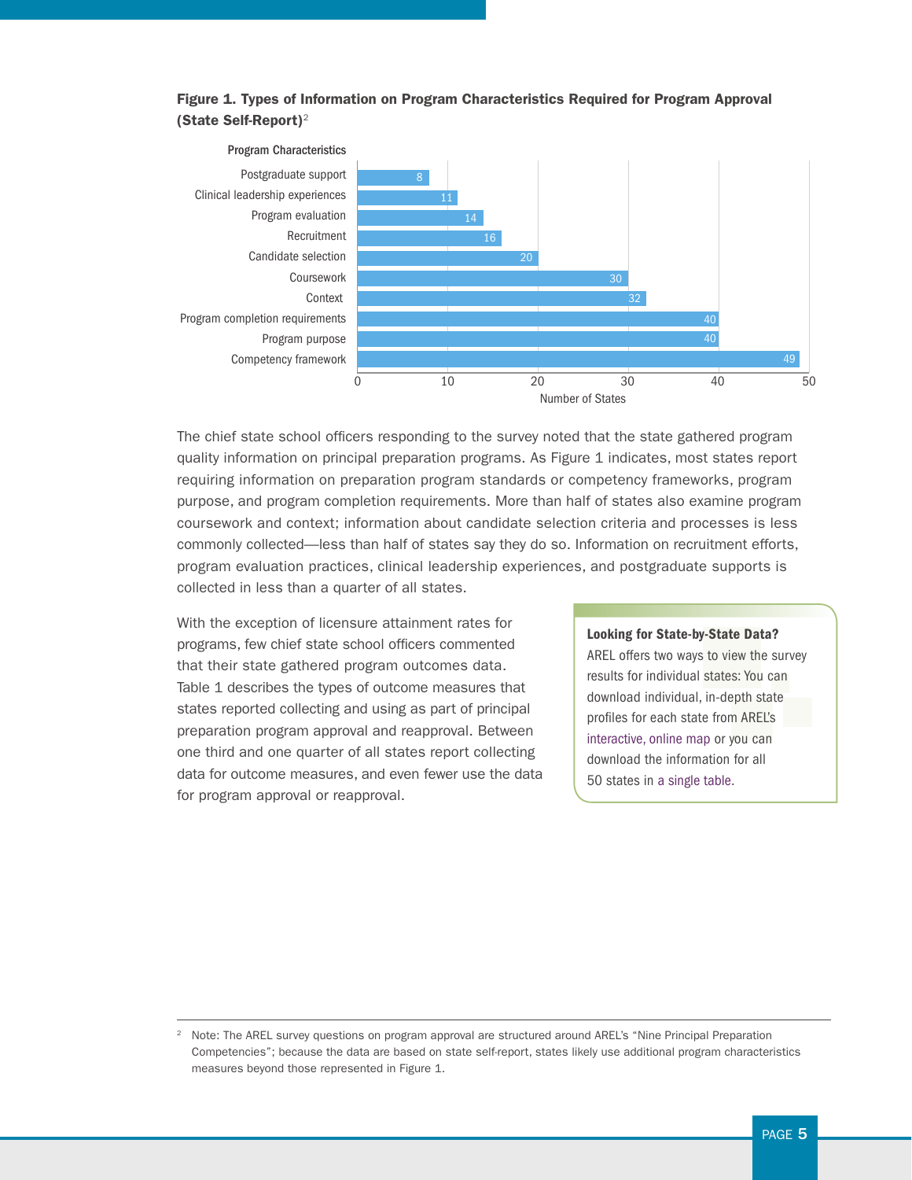**Figure 1. Types of Information on Program Characteristics Required for Program Approval (State Self-Report)**[2]

| Program Characteristics | Number of States |
|---|---|
| Postgraduate support | 8 |
| Clinical leadership experiences | 11 |
| Program evaluation | 14 |
| Recruitment | 16 |
| Candidate selection | 20 |
| Coursework | 30 |
| Context | 32 |
| Program completion requirements | 40 |
| Program purpose | 40 |
| Competency framework | 49 |

The chief state school officers responding to the survey noted that the state gathered program quality information on principal preparation programs. As Figure 1 indicates, most states report requiring information on preparation program standards or competency frameworks, program purpose, and program completion requirements. More than half of states also examine program coursework and context; information about candidate selection criteria and processes is less commonly collected—less than half of states say they do so. Information on recruitment efforts, program evaluation practices, clinical leadership experiences, and postgraduate supports is collected in less than a quarter of all states.

With the exception of licensure attainment rates for programs, few chief state school officers commented that their state gathered program outcomes data. Table 1 describes the types of outcome measures that states reported collecting and using as part of principal preparation program approval and reapproval. Between one third and one quarter of all states report collecting data for outcome measures, and even fewer use the data for program approval or reapproval.

**Looking for State-by-State Data?**

AREL offers two ways to view the survey results for individual states: You can download individual, in-depth state profiles for each state from AREL's interactive, online map or you can download the information for all 50 states in a single table.

[2] Note: The AREL survey questions on program approval are structured around AREL's "Nine Principal Preparation Competencies"; because the data are based on state self-report, states likely use additional program characteristics measures beyond those represented in Figure 1.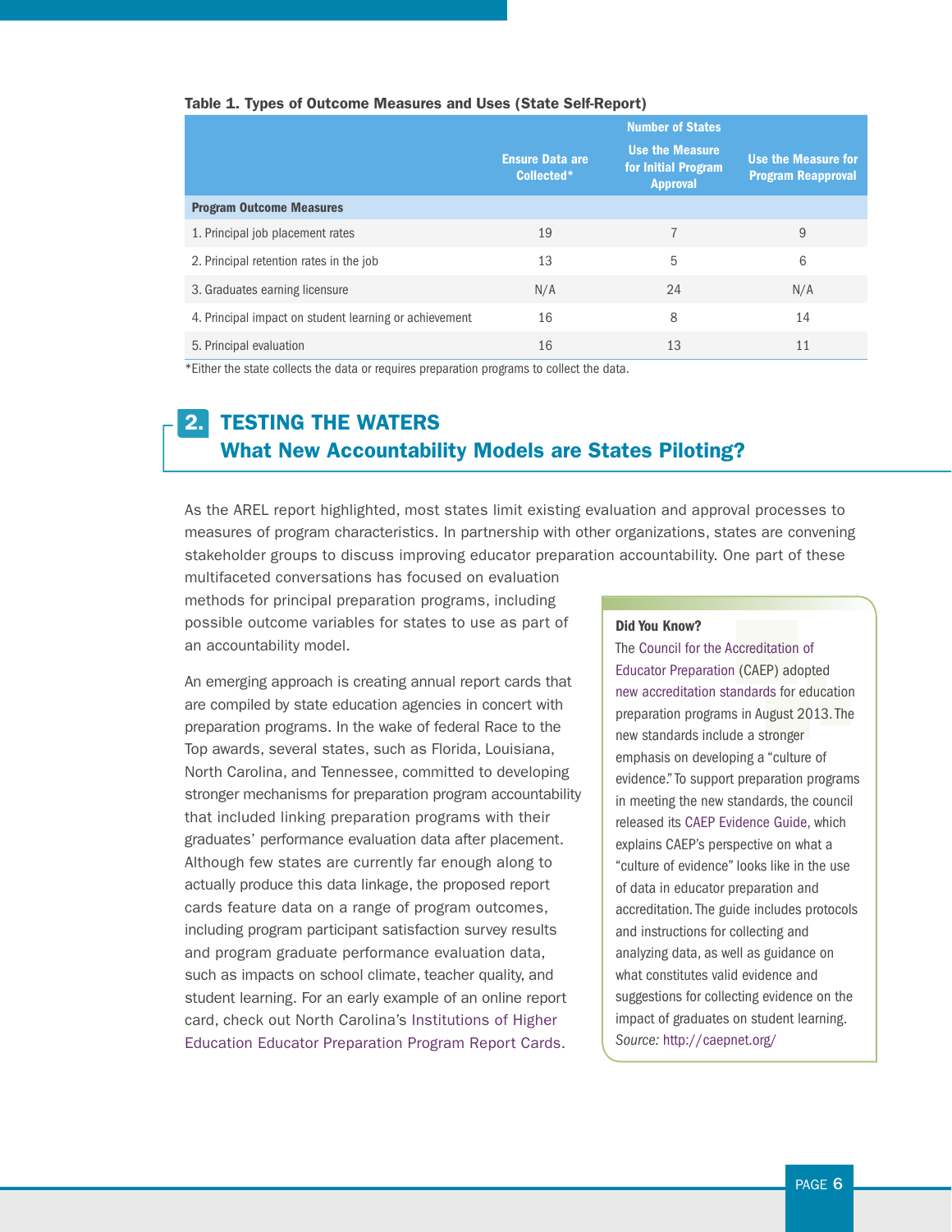**Table 1. Types of Outcome Measures and Uses (State Self-Report)**

| | Number of States | | |
|---|---|---|---|
| | Ensure Data are Collected* | Use the Measure for Initial Program Approval | Use the Measure for Program Reapproval |
| **Program Outcome Measures** | | | |
| 1. Principal job placement rates | 19 | 7 | 9 |
| 2. Principal retention rates in the job | 13 | 5 | 6 |
| 3. Graduates earning licensure | N/A | 24 | N/A |
| 4. Principal impact on student learning or achievement | 16 | 8 | 14 |
| 5. Principal evaluation | 16 | 13 | 11 |

*Either the state collects the data or requires preparation programs to collect the data.

## 2. TESTING THE WATERS
## What New Accountability Models are States Piloting?

As the AREL report highlighted, most states limit existing evaluation and approval processes to measures of program characteristics. In partnership with other organizations, states are convening stakeholder groups to discuss improving educator preparation accountability. One part of these multifaceted conversations has focused on evaluation methods for principal preparation programs, including possible outcome variables for states to use as part of an accountability model.

An emerging approach is creating annual report cards that are compiled by state education agencies in concert with preparation programs. In the wake of federal Race to the Top awards, several states, such as Florida, Louisiana, North Carolina, and Tennessee, committed to developing stronger mechanisms for preparation program accountability that included linking preparation programs with their graduates' performance evaluation data after placement. Although few states are currently far enough along to actually produce this data linkage, the proposed report cards feature data on a range of program outcomes, including program participant satisfaction survey results and program graduate performance evaluation data, such as impacts on school climate, teacher quality, and student learning. For an early example of an online report card, check out North Carolina's Institutions of Higher Education Educator Preparation Program Report Cards.

**Did You Know?**

The Council for the Accreditation of Educator Preparation (CAEP) adopted new accreditation standards for education preparation programs in August 2013. The new standards include a stronger emphasis on developing a "culture of evidence." To support preparation programs in meeting the new standards, the council released its CAEP Evidence Guide, which explains CAEP's perspective on what a "culture of evidence" looks like in the use of data in educator preparation and accreditation. The guide includes protocols and instructions for collecting and analyzing data, as well as guidance on what constitutes valid evidence and suggestions for collecting evidence on the impact of graduates on student learning.

*Source:* http://caepnet.org/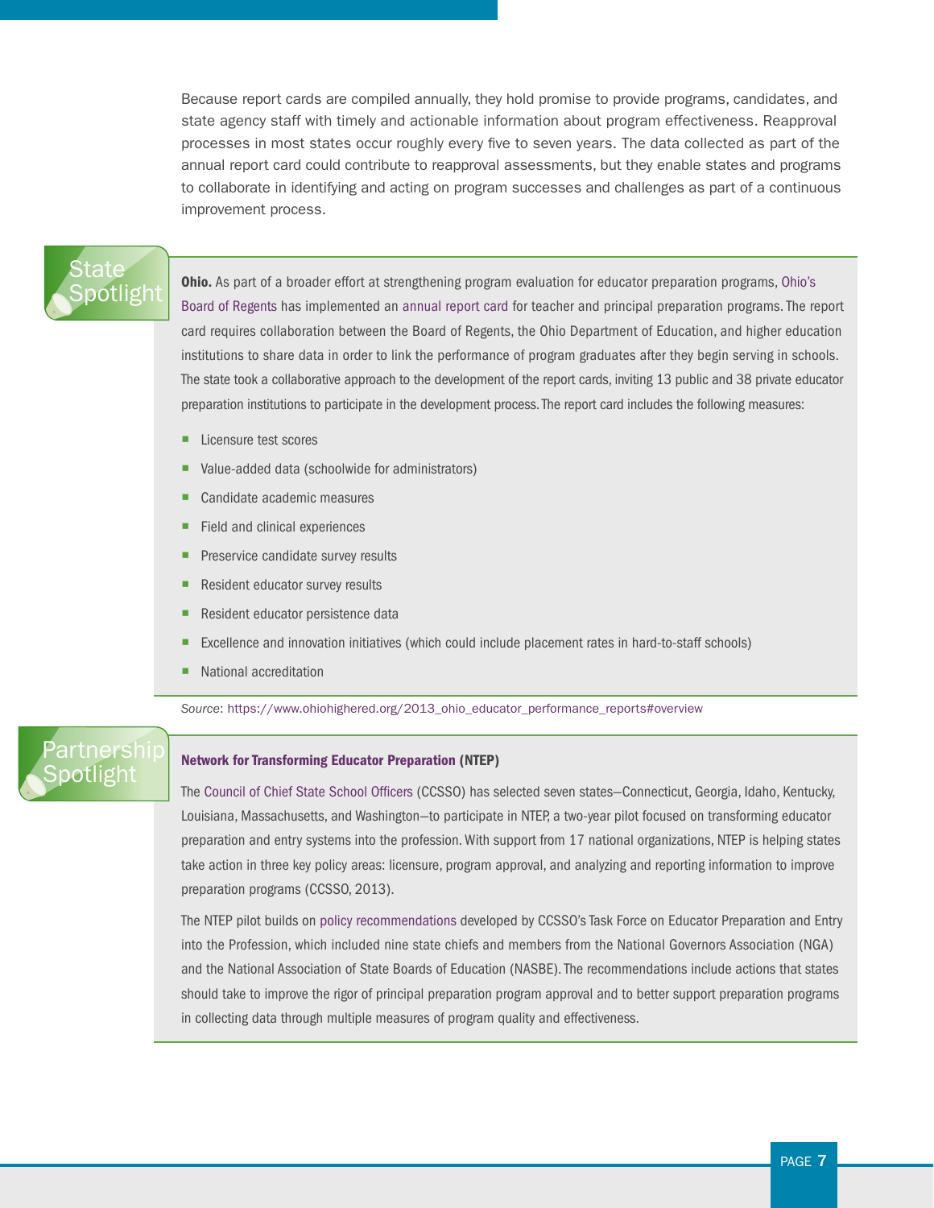Because report cards are compiled annually, they hold promise to provide programs, candidates, and state agency staff with timely and actionable information about program effectiveness. Reapproval processes in most states occur roughly every five to seven years. The data collected as part of the annual report card could contribute to reapproval assessments, but they enable states and programs to collaborate in identifying and acting on program successes and challenges as part of a continuous improvement process.

## State Spotlight

**Ohio.** As part of a broader effort at strengthening program evaluation for educator preparation programs, Ohio's Board of Regents has implemented an annual report card for teacher and principal preparation programs. The report card requires collaboration between the Board of Regents, the Ohio Department of Education, and higher education institutions to share data in order to link the performance of program graduates after they begin serving in schools. The state took a collaborative approach to the development of the report cards, inviting 13 public and 38 private educator preparation institutions to participate in the development process. The report card includes the following measures:

- Licensure test scores
- Value-added data (schoolwide for administrators)
- Candidate academic measures
- Field and clinical experiences
- Preservice candidate survey results
- Resident educator survey results
- Resident educator persistence data
- Excellence and innovation initiatives (which could include placement rates in hard-to-staff schools)
- National accreditation

*Source*: https://www.ohiohighered.org/2013_ohio_educator_performance_reports#overview

## Partnership Spotlight

**Network for Transforming Educator Preparation (NTEP)**

The Council of Chief State School Officers (CCSSO) has selected seven states—Connecticut, Georgia, Idaho, Kentucky, Louisiana, Massachusetts, and Washington—to participate in NTEP, a two-year pilot focused on transforming educator preparation and entry systems into the profession. With support from 17 national organizations, NTEP is helping states take action in three key policy areas: licensure, program approval, and analyzing and reporting information to improve preparation programs (CCSSO, 2013).

The NTEP pilot builds on policy recommendations developed by CCSSO's Task Force on Educator Preparation and Entry into the Profession, which included nine state chiefs and members from the National Governors Association (NGA) and the National Association of State Boards of Education (NASBE). The recommendations include actions that states should take to improve the rigor of principal preparation program approval and to better support preparation programs in collecting data through multiple measures of program quality and effectiveness.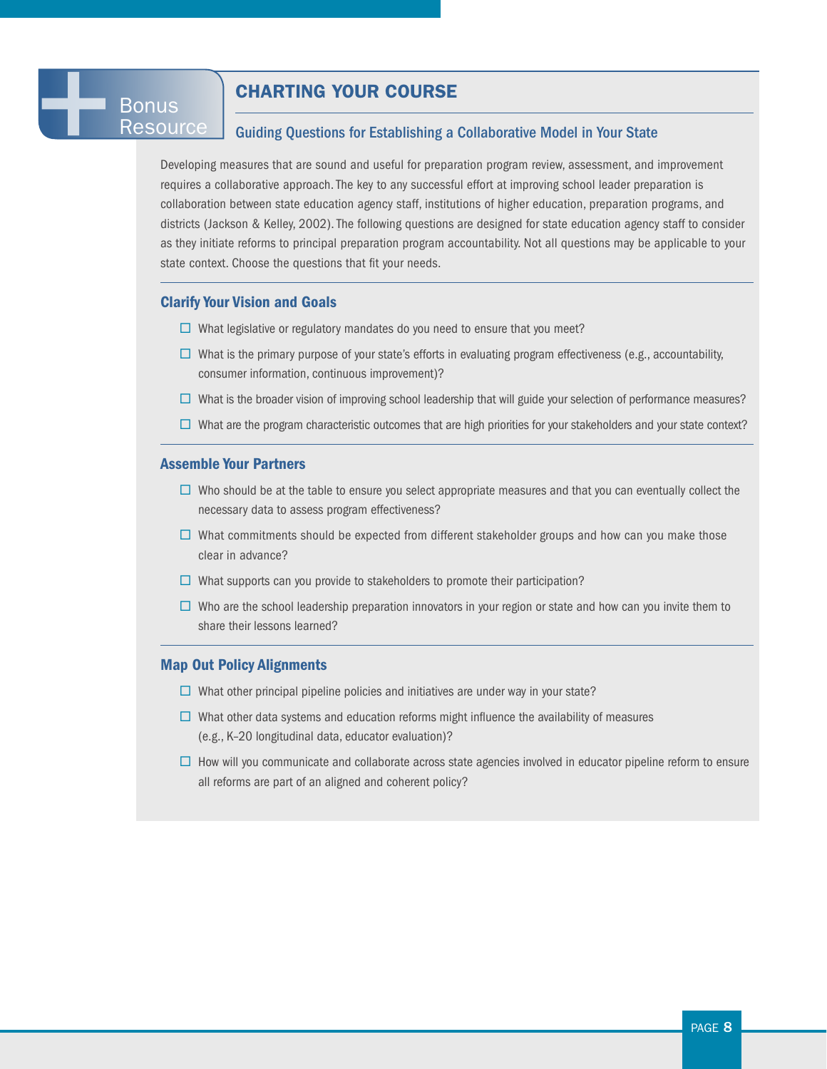Bonus Resource

## CHARTING YOUR COURSE

### Guiding Questions for Establishing a Collaborative Model in Your State

Developing measures that are sound and useful for preparation program review, assessment, and improvement requires a collaborative approach. The key to any successful effort at improving school leader preparation is collaboration between state education agency staff, institutions of higher education, preparation programs, and districts (Jackson & Kelley, 2002). The following questions are designed for state education agency staff to consider as they initiate reforms to principal preparation program accountability. Not all questions may be applicable to your state context. Choose the questions that fit your needs.

#### Clarify Your Vision and Goals

- ☐ What legislative or regulatory mandates do you need to ensure that you meet?
- ☐ What is the primary purpose of your state's efforts in evaluating program effectiveness (e.g., accountability, consumer information, continuous improvement)?
- ☐ What is the broader vision of improving school leadership that will guide your selection of performance measures?
- ☐ What are the program characteristic outcomes that are high priorities for your stakeholders and your state context?

#### Assemble Your Partners

- ☐ Who should be at the table to ensure you select appropriate measures and that you can eventually collect the necessary data to assess program effectiveness?
- ☐ What commitments should be expected from different stakeholder groups and how can you make those clear in advance?
- ☐ What supports can you provide to stakeholders to promote their participation?
- ☐ Who are the school leadership preparation innovators in your region or state and how can you invite them to share their lessons learned?

#### Map Out Policy Alignments

- ☐ What other principal pipeline policies and initiatives are under way in your state?
- ☐ What other data systems and education reforms might influence the availability of measures (e.g., K–20 longitudinal data, educator evaluation)?
- ☐ How will you communicate and collaborate across state agencies involved in educator pipeline reform to ensure all reforms are part of an aligned and coherent policy?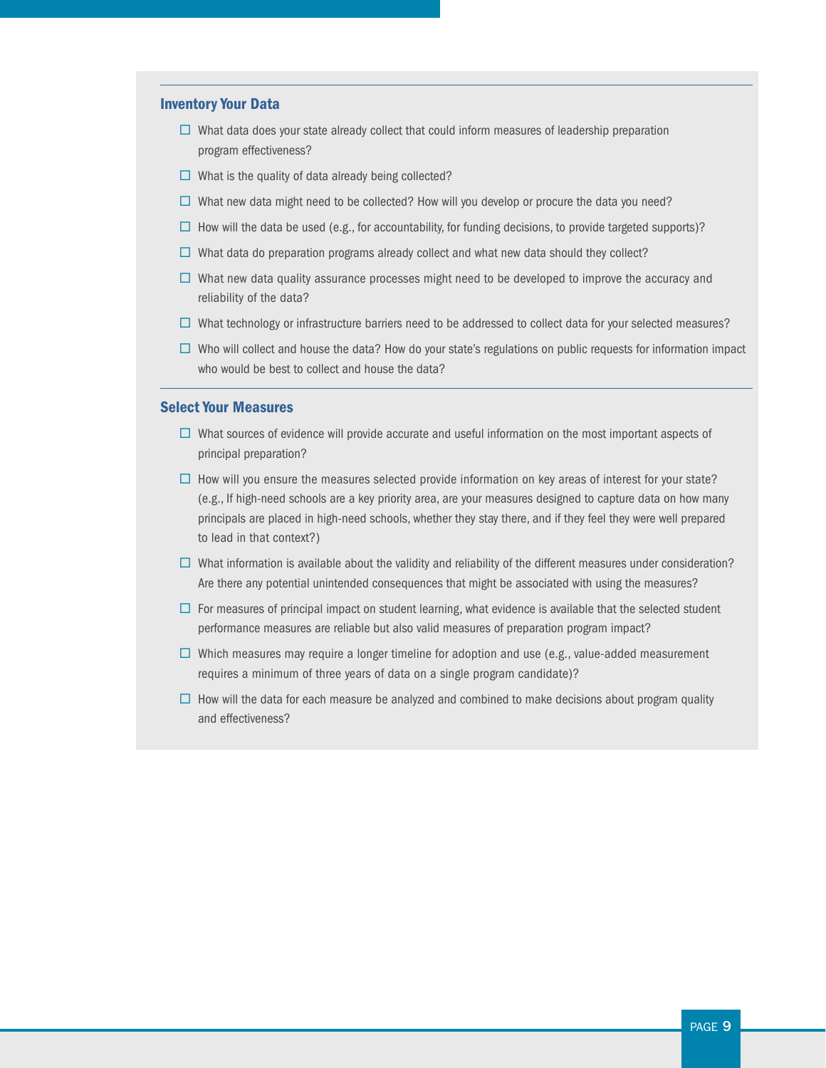## Inventory Your Data

- ☐ What data does your state already collect that could inform measures of leadership preparation program effectiveness?
- ☐ What is the quality of data already being collected?
- ☐ What new data might need to be collected? How will you develop or procure the data you need?
- ☐ How will the data be used (e.g., for accountability, for funding decisions, to provide targeted supports)?
- ☐ What data do preparation programs already collect and what new data should they collect?
- ☐ What new data quality assurance processes might need to be developed to improve the accuracy and reliability of the data?
- ☐ What technology or infrastructure barriers need to be addressed to collect data for your selected measures?
- ☐ Who will collect and house the data? How do your state's regulations on public requests for information impact who would be best to collect and house the data?

## Select Your Measures

- ☐ What sources of evidence will provide accurate and useful information on the most important aspects of principal preparation?
- ☐ How will you ensure the measures selected provide information on key areas of interest for your state? (e.g., If high-need schools are a key priority area, are your measures designed to capture data on how many principals are placed in high-need schools, whether they stay there, and if they feel they were well prepared to lead in that context?)
- ☐ What information is available about the validity and reliability of the different measures under consideration? Are there any potential unintended consequences that might be associated with using the measures?
- ☐ For measures of principal impact on student learning, what evidence is available that the selected student performance measures are reliable but also valid measures of preparation program impact?
- ☐ Which measures may require a longer timeline for adoption and use (e.g., value-added measurement requires a minimum of three years of data on a single program candidate)?
- ☐ How will the data for each measure be analyzed and combined to make decisions about program quality and effectiveness?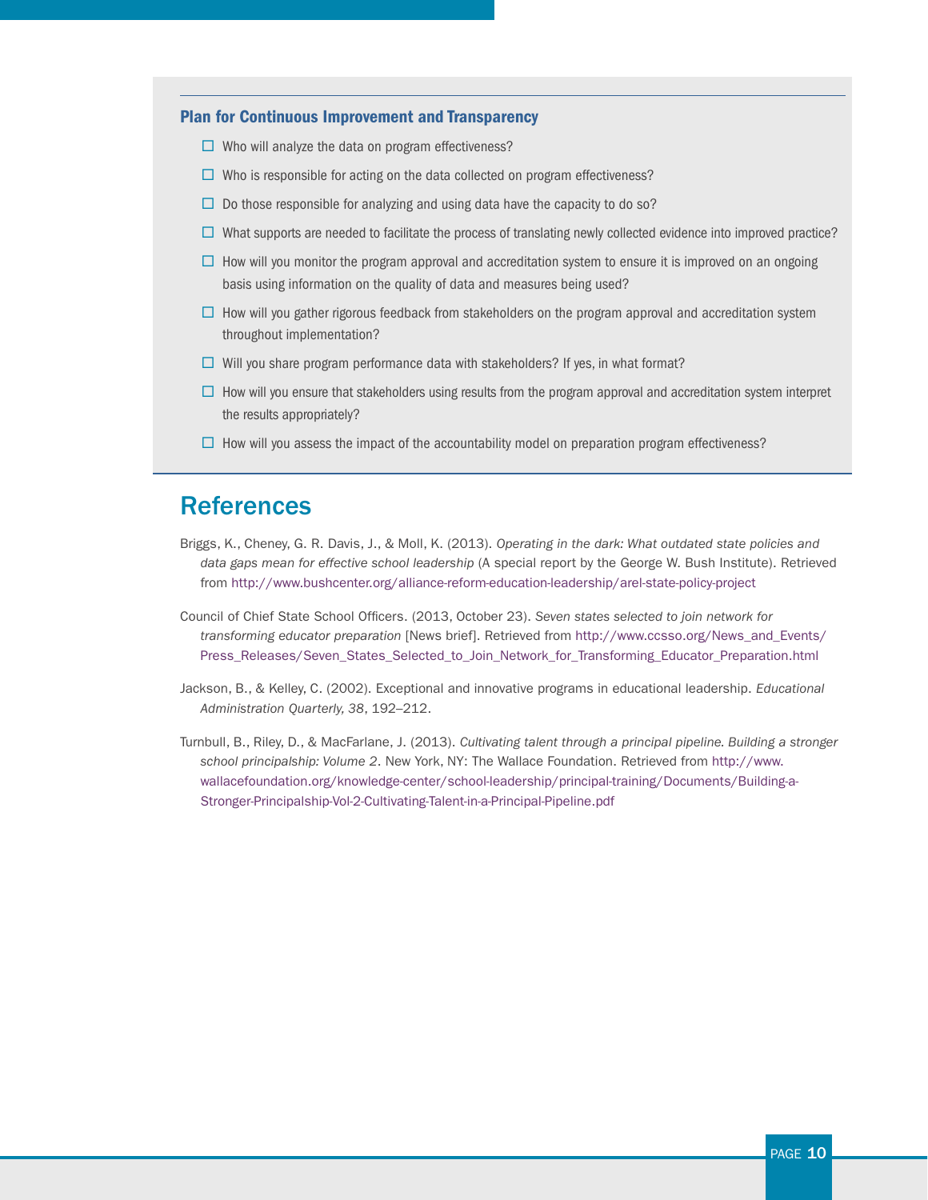### Plan for Continuous Improvement and Transparency

- ☐ Who will analyze the data on program effectiveness?
- ☐ Who is responsible for acting on the data collected on program effectiveness?
- ☐ Do those responsible for analyzing and using data have the capacity to do so?
- ☐ What supports are needed to facilitate the process of translating newly collected evidence into improved practice?
- ☐ How will you monitor the program approval and accreditation system to ensure it is improved on an ongoing basis using information on the quality of data and measures being used?
- ☐ How will you gather rigorous feedback from stakeholders on the program approval and accreditation system throughout implementation?
- ☐ Will you share program performance data with stakeholders? If yes, in what format?
- ☐ How will you ensure that stakeholders using results from the program approval and accreditation system interpret the results appropriately?
- ☐ How will you assess the impact of the accountability model on preparation program effectiveness?

## References

Briggs, K., Cheney, G. R. Davis, J., & Moll, K. (2013). *Operating in the dark: What outdated state policies and data gaps mean for effective school leadership* (A special report by the George W. Bush Institute). Retrieved from http://www.bushcenter.org/alliance-reform-education-leadership/arel-state-policy-project

Council of Chief State School Officers. (2013, October 23). *Seven states selected to join network for transforming educator preparation* [News brief]. Retrieved from http://www.ccsso.org/News_and_Events/Press_Releases/Seven_States_Selected_to_Join_Network_for_Transforming_Educator_Preparation.html

Jackson, B., & Kelley, C. (2002). Exceptional and innovative programs in educational leadership. *Educational Administration Quarterly, 38*, 192–212.

Turnbull, B., Riley, D., & MacFarlane, J. (2013). *Cultivating talent through a principal pipeline. Building a stronger school principalship: Volume 2*. New York, NY: The Wallace Foundation. Retrieved from http://www.wallacefoundation.org/knowledge-center/school-leadership/principal-training/Documents/Building-a-Stronger-Principalship-Vol-2-Cultivating-Talent-in-a-Principal-Pipeline.pdf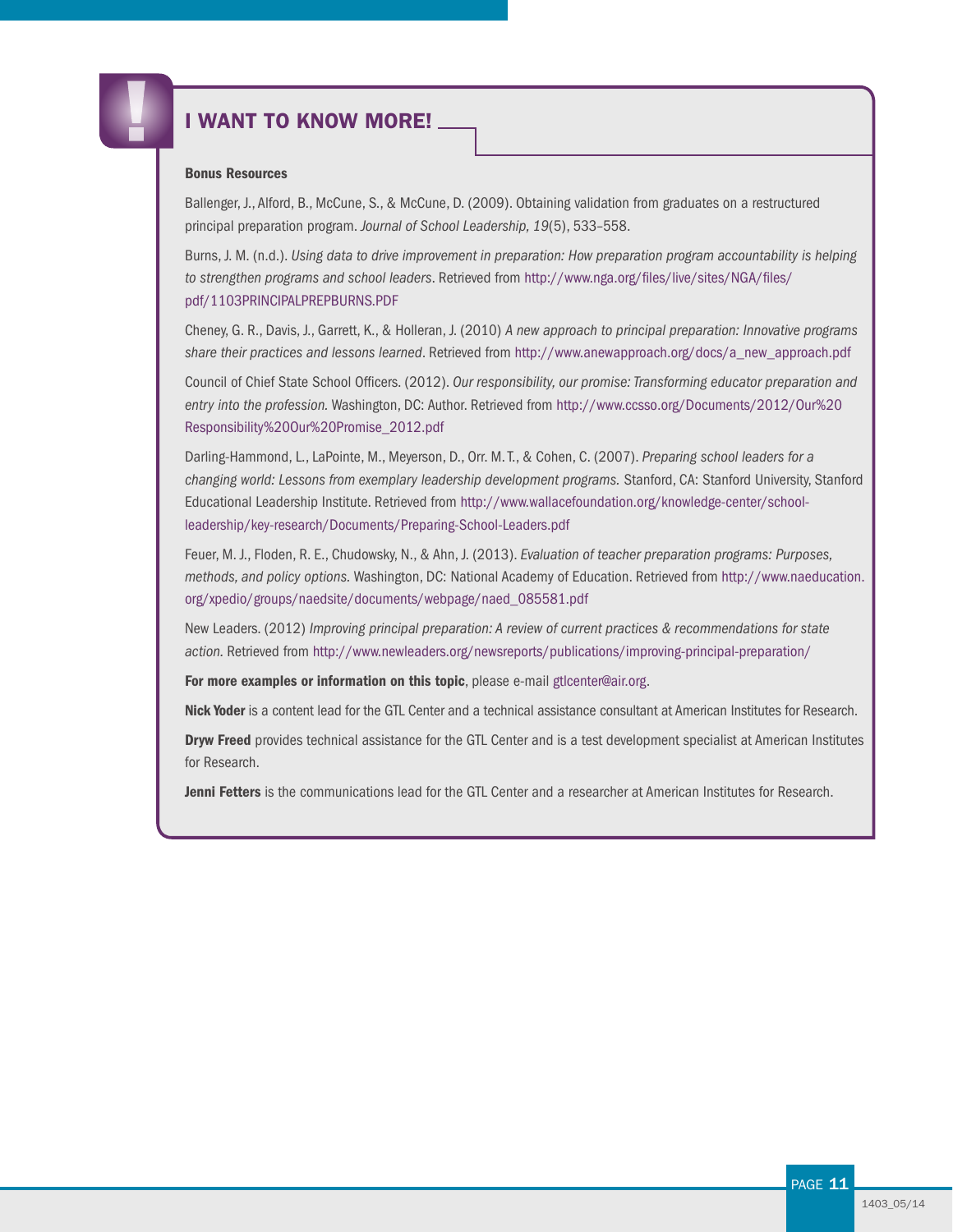## I WANT TO KNOW MORE!

**Bonus Resources**

Ballenger, J., Alford, B., McCune, S., & McCune, D. (2009). Obtaining validation from graduates on a restructured principal preparation program. *Journal of School Leadership, 19*(5), 533–558.

Burns, J. M. (n.d.). *Using data to drive improvement in preparation: How preparation program accountability is helping to strengthen programs and school leaders*. Retrieved from http://www.nga.org/files/live/sites/NGA/files/pdf/1103PRINCIPALPREPBURNS.PDF

Cheney, G. R., Davis, J., Garrett, K., & Holleran, J. (2010) *A new approach to principal preparation: Innovative programs share their practices and lessons learned*. Retrieved from http://www.anewapproach.org/docs/a_new_approach.pdf

Council of Chief State School Officers. (2012). *Our responsibility, our promise: Transforming educator preparation and entry into the profession.* Washington, DC: Author. Retrieved from http://www.ccsso.org/Documents/2012/Our%20Responsibility%20Our%20Promise_2012.pdf

Darling-Hammond, L., LaPointe, M., Meyerson, D., Orr. M. T., & Cohen, C. (2007). *Preparing school leaders for a changing world: Lessons from exemplary leadership development programs.* Stanford, CA: Stanford University, Stanford Educational Leadership Institute. Retrieved from http://www.wallacefoundation.org/knowledge-center/school-leadership/key-research/Documents/Preparing-School-Leaders.pdf

Feuer, M. J., Floden, R. E., Chudowsky, N., & Ahn, J. (2013). *Evaluation of teacher preparation programs: Purposes, methods, and policy options.* Washington, DC: National Academy of Education. Retrieved from http://www.naeducation.org/xpedio/groups/naedsite/documents/webpage/naed_085581.pdf

New Leaders. (2012) *Improving principal preparation: A review of current practices & recommendations for state action.* Retrieved from http://www.newleaders.org/newsreports/publications/improving-principal-preparation/

**For more examples or information on this topic**, please e-mail gtlcenter@air.org.

**Nick Yoder** is a content lead for the GTL Center and a technical assistance consultant at American Institutes for Research.

**Dryw Freed** provides technical assistance for the GTL Center and is a test development specialist at American Institutes for Research.

**Jenni Fetters** is the communications lead for the GTL Center and a researcher at American Institutes for Research.

1403_05/14